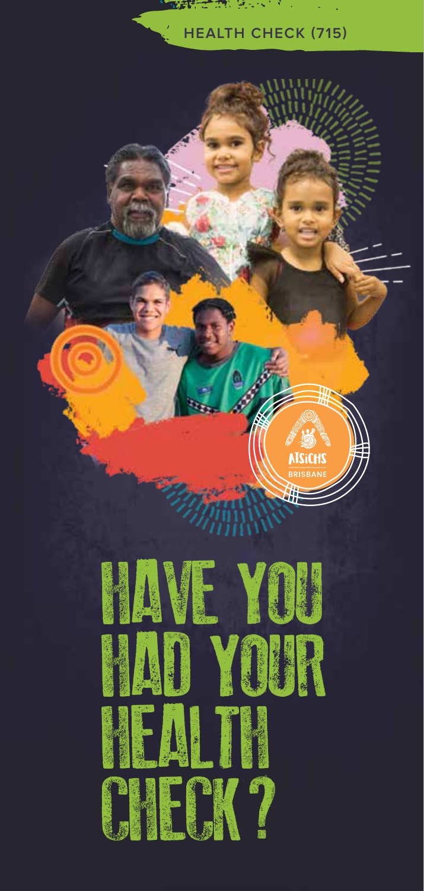HEALTH CHECK (715)

ATSICHS BRISBANE

# HAVE YOU HAD YOUR HEALTH CHECK?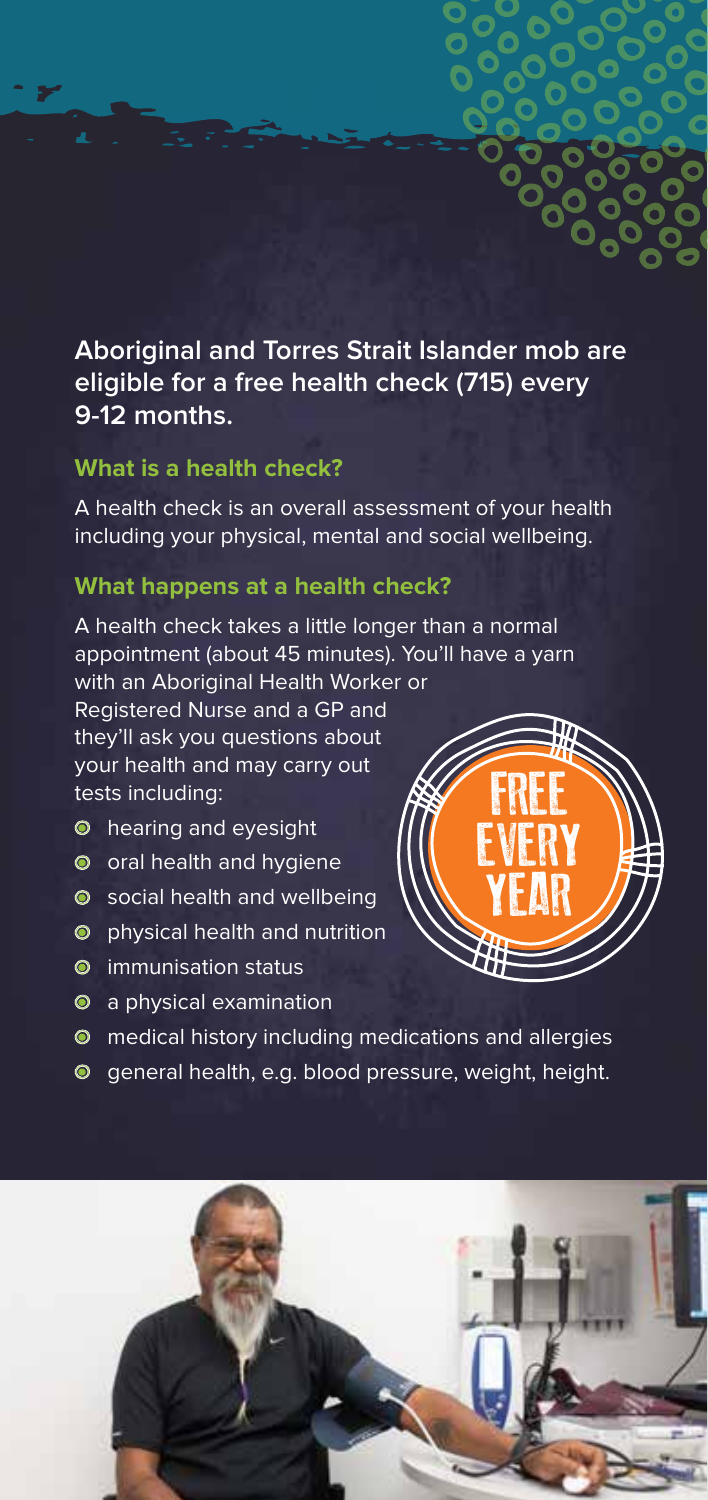**Aboriginal and Torres Strait Islander mob are eligible for a free health check (715) every 9-12 months.**

## What is a health check?

A health check is an overall assessment of your health including your physical, mental and social wellbeing.

## What happens at a health check?

A health check takes a little longer than a normal appointment (about 45 minutes). You'll have a yarn with an Aboriginal Health Worker or Registered Nurse and a GP and they'll ask you questions about your health and may carry out tests including:

- hearing and eyesight
- oral health and hygiene
- social health and wellbeing
- physical health and nutrition
- immunisation status
- a physical examination
- medical history including medications and allergies
- general health, e.g. blood pressure, weight, height.

FREE EVERY YEAR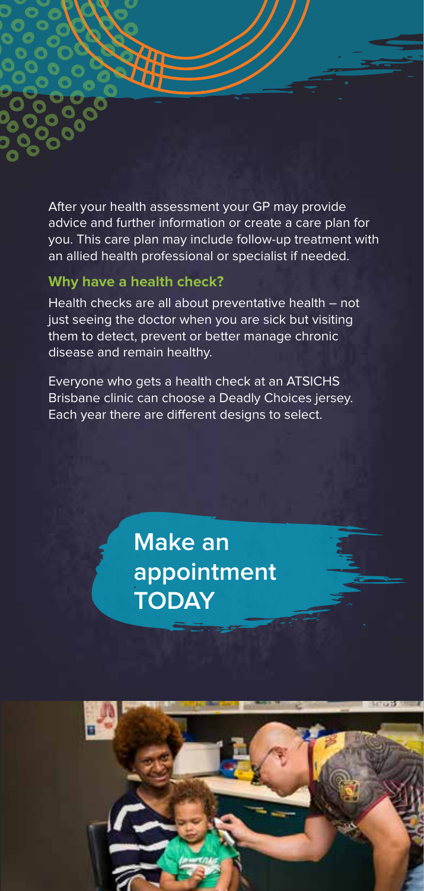After your health assessment your GP may provide advice and further information or create a care plan for you. This care plan may include follow-up treatment with an allied health professional or specialist if needed.

## Why have a health check?

Health checks are all about preventative health – not just seeing the doctor when you are sick but visiting them to detect, prevent or better manage chronic disease and remain healthy.

Everyone who gets a health check at an ATSICHS Brisbane clinic can choose a Deadly Choices jersey. Each year there are different designs to select.

**Make an appointment TODAY**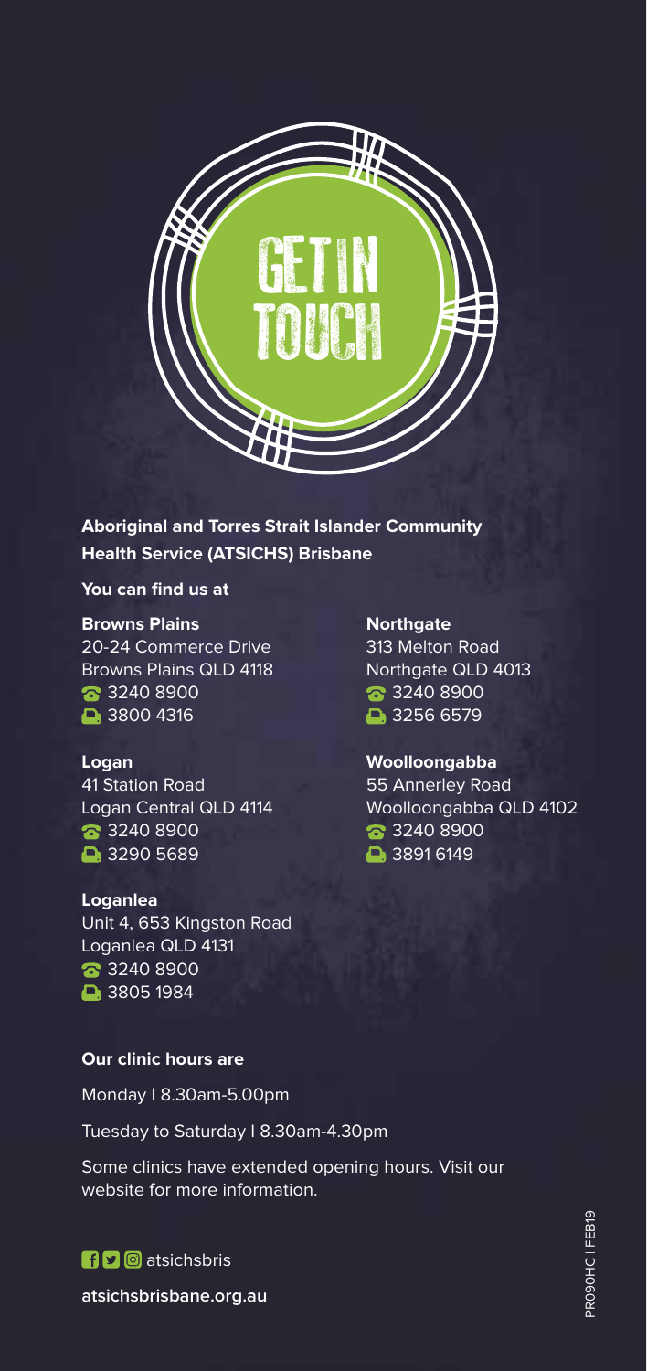# GET IN TOUCH

**Aboriginal and Torres Strait Islander Community Health Service (ATSICHS) Brisbane**

**You can find us at**

**Browns Plains**
20-24 Commerce Drive
Browns Plains QLD 4118
3240 8900
3800 4316

**Logan**
41 Station Road
Logan Central QLD 4114
3240 8900
3290 5689

**Loganlea**
Unit 4, 653 Kingston Road
Loganlea QLD 4131
3240 8900
3805 1984

**Northgate**
313 Melton Road
Northgate QLD 4013
3240 8900
3256 6579

**Woolloongabba**
55 Annerley Road
Woolloongabba QLD 4102
3240 8900
3891 6149

**Our clinic hours are**

Monday | 8.30am-5.00pm

Tuesday to Saturday | 8.30am-4.30pm

Some clinics have extended opening hours. Visit our website for more information.

atsichsbris

**atsichsbrisbane.org.au**

PR090HC | FEB19